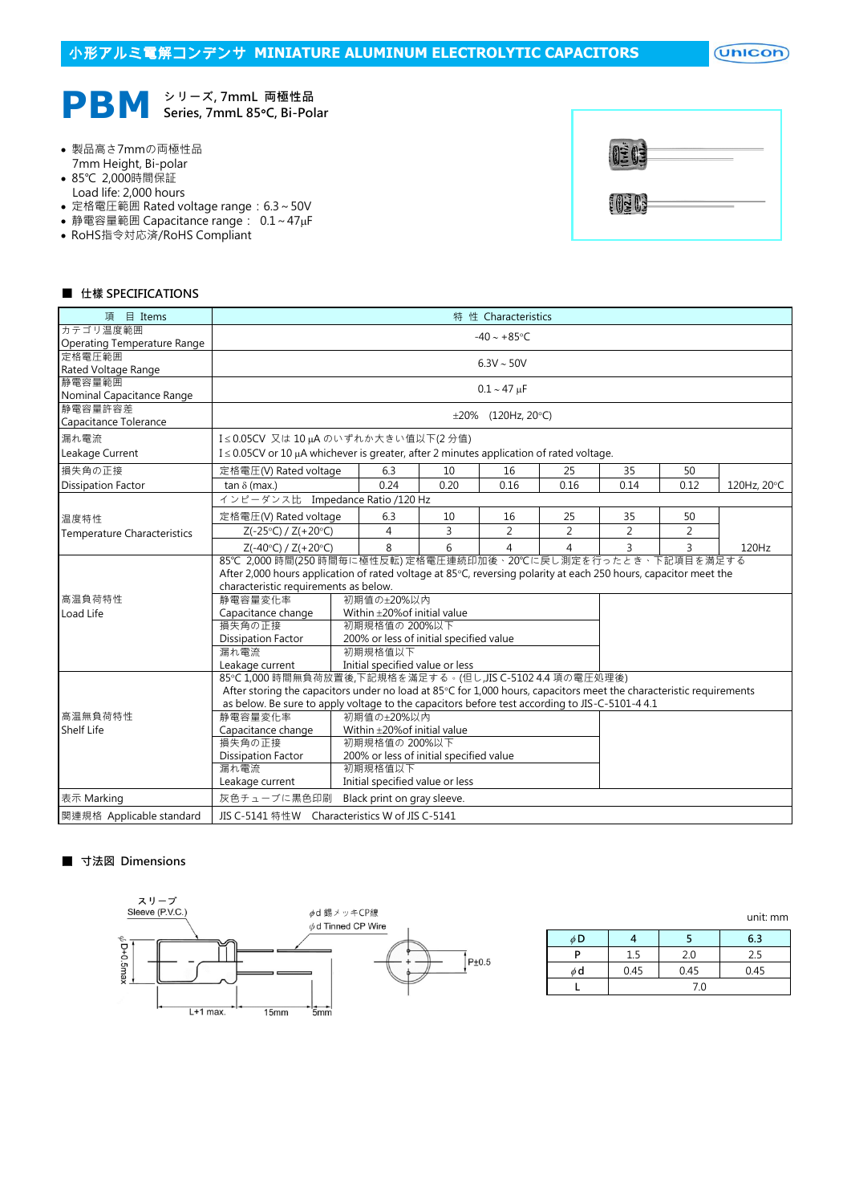小形アルミ電解コンデンサ MINIATURE ALUMINUM ELECTROLYTIC CAPACITORS

# PBM シリーズ, 7mmL 両極性品 Series, 7mmL 85°C, Bi-Polar

- 製品高さ7mmの両極性品
  7mm Height, Bi-polar
- 85℃ 2,000時間保証
  Load life: 2,000 hours
- 定格電圧範囲 Rated voltage range：6.3～50V
- 静電容量範囲 Capacitance range： 0.1～47μF
- RoHS指令対応済/RoHS Compliant

## ■ 仕様 SPECIFICATIONS

| 項 目 Items | 特 性 Characteristics | | | | | | | |
|---|---|---|---|---|---|---|---|---|
| カテゴリ温度範囲 Operating Temperature Range | -40～+85°C | | | | | | | |
| 定格電圧範囲 Rated Voltage Range | 6.3V～50V | | | | | | | |
| 静電容量範囲 Nominal Capacitance Range | 0.1～47 μF | | | | | | | |
| 静電容量許容差 Capacitance Tolerance | ±20% (120Hz, 20°C) | | | | | | | |
| 漏れ電流 Leakage Current | I≤0.05CV 又は 10 μA のいずれか大きい値以下(2 分値) I≤0.05CV or 10 μA whichever is greater, after 2 minutes application of rated voltage. | | | | | | | |
| 損失角の正接 Dissipation Factor | 定格電圧(V) Rated voltage | 6.3 | 10 | 16 | 25 | 35 | 50 | 120Hz, 20°C |
| | tan δ (max.) | 0.24 | 0.20 | 0.16 | 0.16 | 0.14 | 0.12 | |
| 温度特性 Temperature Characteristics | インピーダンス比 Impedance Ratio /120 Hz | | | | | | | |
| | 定格電圧(V) Rated voltage | 6.3 | 10 | 16 | 25 | 35 | 50 | 120Hz |
| | Z(-25°C) / Z(+20°C) | 4 | 3 | 2 | 2 | 2 | 2 | |
| | Z(-40°C) / Z(+20°C) | 8 | 6 | 4 | 4 | 3 | 3 | |
| 高温負荷特性 Load Life | 85℃ 2,000 時間(250 時間毎に極性反転) 定格電圧連続印加後、20℃に戻し測定を行ったとき、下記項目を満足する After 2,000 hours application of rated voltage at 85°C, reversing polarity at each 250 hours, capacitor meet the characteristic requirements as below. | | | | | | | |
| | 静電容量変化率 Capacitance change | 初期値の±20%以内 Within ±20%of initial value | | | | | | |
| | 損失角の正接 Dissipation Factor | 初期規格値の 200%以下 200% or less of initial specified value | | | | | | |
| | 漏れ電流 Leakage current | 初期規格値以下 Initial specified value or less | | | | | | |
| 高温無負荷特性 Shelf Life | 85°C 1,000 時間無負荷放置後,下記規格を満足する。(但し,JIS C-5102 4.4 項の電圧処理後) After storing the capacitors under no load at 85°C for 1,000 hours, capacitors meet the characteristic requirements as below. Be sure to apply voltage to the capacitors before test according to JIS-C-5101-4 4.1 | | | | | | | |
| | 静電容量変化率 Capacitance change | 初期値の±20%以内 Within ±20%of initial value | | | | | | |
| | 損失角の正接 Dissipation Factor | 初期規格値の 200%以下 200% or less of initial specified value | | | | | | |
| | 漏れ電流 Leakage current | 初期規格値以下 Initial specified value or less | | | | | | |
| 表示 Marking | 灰色チューブに黒色印刷 Black print on gray sleeve. | | | | | | | |
| 関連規格 Applicable standard | JIS C-5141 特性W Characteristics W of JIS C-5141 | | | | | | | |

## ■ 寸法図 Dimensions

スリーブ Sleeve (P.V.C.)
φd 錫メッキCP線 φd Tinned CP Wire
φD+0.5max
L+1 max. 15mm 5mm
P±0.5

unit: mm

| φD | 4 | 5 | 6.3 |
|---|---|---|---|
| P | 1.5 | 2.0 | 2.5 |
| φd | 0.45 | 0.45 | 0.45 |
| L | 7.0 | | |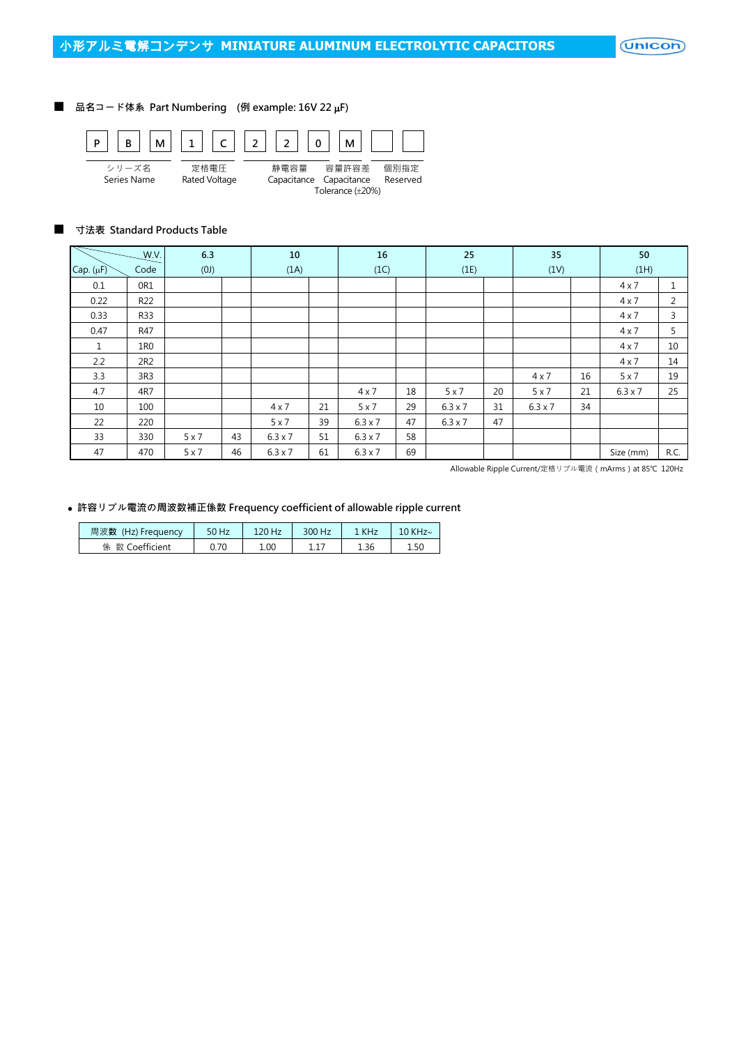# 小形アルミ電解コンデンサ MINIATURE ALUMINUM ELECTROLYTIC CAPACITORS

## ■ 品名コード体系 Part Numbering (例 example: 16V 22 μF)

| P | B | M | 1 | C | 2 | 2 | 0 | M | | |
|---|---|---|---|---|---|---|---|---|---|---|
| シリーズ名 Series Name | | | 定格電圧 Rated Voltage | | 静電容量 Capacitance | | | 容量許容差 Capacitance Tolerance (±20%) | 個別指定 Reserved | |

## ■ 寸法表 Standard Products Table

| W.V. Cap. (μF) | Code | 6.3 (0J) | | 10 (1A) | | 16 (1C) | | 25 (1E) | | 35 (1V) | | 50 (1H) | |
|---|---|---|---|---|---|---|---|---|---|---|---|---|---|
| 0.1 | 0R1 | | | | | | | | | | | 4 x 7 | 1 |
| 0.22 | R22 | | | | | | | | | | | 4 x 7 | 2 |
| 0.33 | R33 | | | | | | | | | | | 4 x 7 | 3 |
| 0.47 | R47 | | | | | | | | | | | 4 x 7 | 5 |
| 1 | 1R0 | | | | | | | | | | | 4 x 7 | 10 |
| 2.2 | 2R2 | | | | | | | | | | | 4 x 7 | 14 |
| 3.3 | 3R3 | | | | | | | | | 4 x 7 | 16 | 5 x 7 | 19 |
| 4.7 | 4R7 | | | | | 4 x 7 | 18 | 5 x 7 | 20 | 5 x 7 | 21 | 6.3 x 7 | 25 |
| 10 | 100 | | | 4 x 7 | 21 | 5 x 7 | 29 | 6.3 x 7 | 31 | 6.3 x 7 | 34 | | |
| 22 | 220 | | | 5 x 7 | 39 | 6.3 x 7 | 47 | 6.3 x 7 | 47 | | | | |
| 33 | 330 | 5 x 7 | 43 | 6.3 x 7 | 51 | 6.3 x 7 | 58 | | | | | | |
| 47 | 470 | 5 x 7 | 46 | 6.3 x 7 | 61 | 6.3 x 7 | 69 | | | | | Size (mm) | R.C. |

Allowable Ripple Current/定格リプル電流 ( mArms ) at 85℃ 120Hz

- **許容リプル電流の周波数補正係数 Frequency coefficient of allowable ripple current**

| 周波数 (Hz) Frequency | 50 Hz | 120 Hz | 300 Hz | 1 KHz | 10 KHz~ |
|---|---|---|---|---|---|
| 係 数 Coefficient | 0.70 | 1.00 | 1.17 | 1.36 | 1.50 |